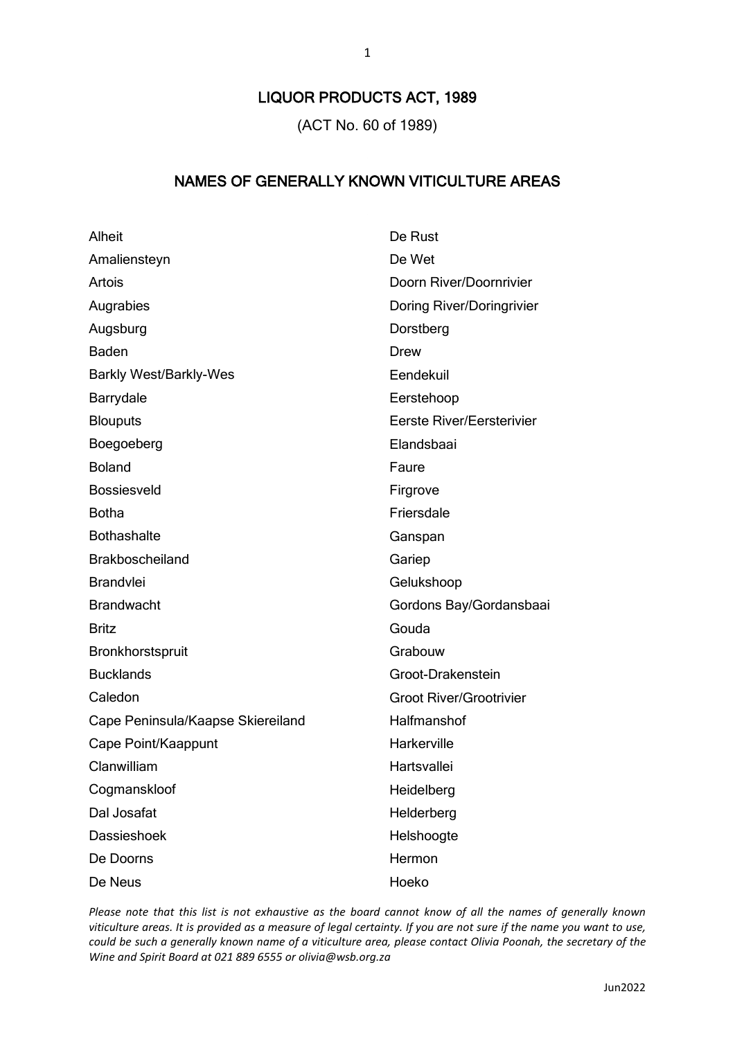# LIQUOR PRODUCTS ACT, 1989

(ACT No. 60 of 1989)

## NAMES OF GENERALLY KNOWN VITICULTURE AREAS

Alheit
Amaliensteyn
Artois
Augrabies
Augsburg
Baden
Barkly West/Barkly-Wes
Barrydale
Blouputs
Boegoeberg
Boland
Bossiesveld
Botha
Bothashalte
Brakboscheiland
Brandvlei
Brandwacht
Britz
Bronkhorstspruit
Bucklands
Caledon
Cape Peninsula/Kaapse Skiereiland
Cape Point/Kaappunt
Clanwilliam
Cogmanskloof
Dal Josafat
Dassieshoek
De Doorns
De Neus
De Rust
De Wet
Doorn River/Doornrivier
Doring River/Doringrivier
Dorstberg
Drew
Eendekuil
Eerstehoop
Eerste River/Eersterivier
Elandsbaai
Faure
Firgrove
Friersdale
Ganspan
Gariep
Gelukshoop
Gordons Bay/Gordansbaai
Gouda
Grabouw
Groot-Drakenstein
Groot River/Grootrivier
Halfmanshof
Harkerville
Hartsvallei
Heidelberg
Helderberg
Helshoogte
Hermon
Hoeko

*Please note that this list is not exhaustive as the board cannot know of all the names of generally known viticulture areas. It is provided as a measure of legal certainty. If you are not sure if the name you want to use, could be such a generally known name of a viticulture area, please contact Olivia Poonah, the secretary of the Wine and Spirit Board at 021 889 6555 or olivia@wsb.org.za*

Jun2022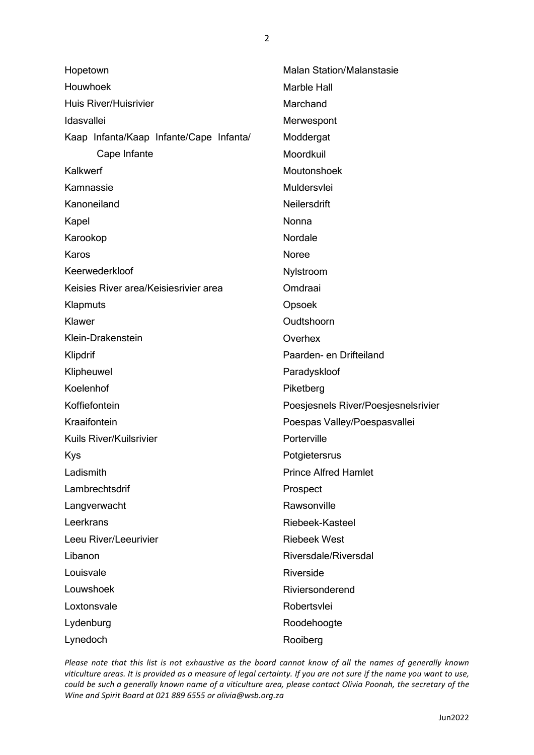Hopetown
Houwhoek
Huis River/Huisrivier
Idasvallei
Kaap Infanta/Kaap Infante/Cape Infanta/Cape Infante
Kalkwerf
Kamnassie
Kanoneiland
Kapel
Karookop
Karos
Keerwederkloof
Keisies River area/Keisiesrivier area
Klapmuts
Klawer
Klein-Drakenstein
Klipdrif
Klipheuwel
Koelenhof
Koffiefontein
Kraaifontein
Kuils River/Kuilsrivier
Kys
Ladismith
Lambrechtsdrif
Langverwacht
Leerkrans
Leeu River/Leeurivier
Libanon
Louisvale
Louwshoek
Loxtonsvale
Lydenburg
Lynedoch
Malan Station/Malanstasie
Marble Hall
Marchand
Merwespont
Moddergat
Moordkuil
Moutonshoek
Muldersvlei
Neilersdrift
Nonna
Nordale
Noree
Nylstroom
Omdraai
Opsoek
Oudtshoorn
Overhex
Paarden- en Drifteiland
Paradyskloof
Piketberg
Poesjesnels River/Poesjesnelsrivier
Poespas Valley/Poespasvallei
Porterville
Potgietersrus
Prince Alfred Hamlet
Prospect
Rawsonville
Riebeek-Kasteel
Riebeek West
Riversdale/Riversdal
Riverside
Riviersonderend
Robertsvlei
Roodehoogte
Rooiberg

*Please note that this list is not exhaustive as the board cannot know of all the names of generally known viticulture areas. It is provided as a measure of legal certainty. If you are not sure if the name you want to use, could be such a generally known name of a viticulture area, please contact Olivia Poonah, the secretary of the Wine and Spirit Board at 021 889 6555 or olivia@wsb.org.za*

Jun2022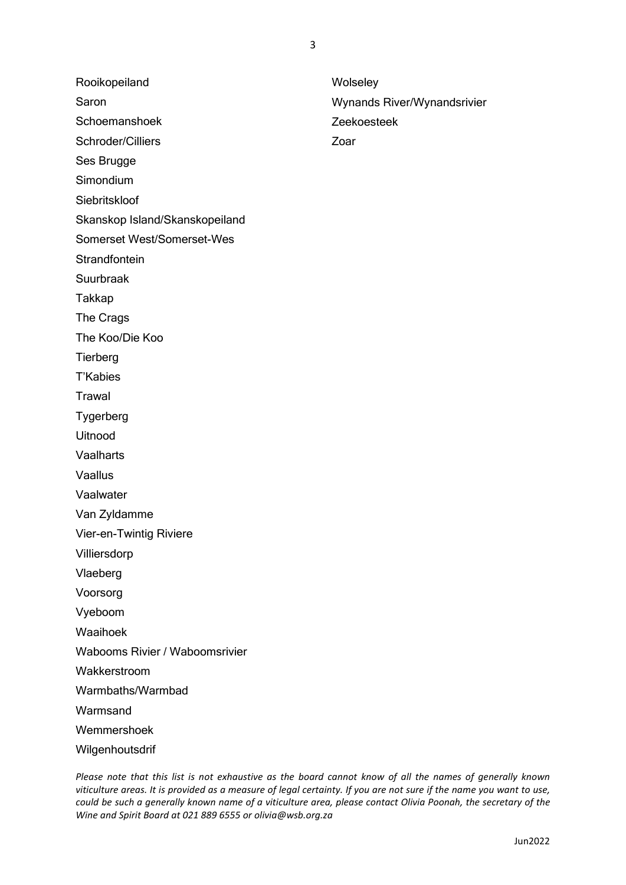Rooikopeiland

Saron

Schoemanshoek

Schroder/Cilliers

Ses Brugge

Simondium

Siebritskloof

Skanskop Island/Skanskopeiland

Somerset West/Somerset-Wes

Strandfontein

Suurbraak

Takkap

The Crags

The Koo/Die Koo

Tierberg

T'Kabies

Trawal

Tygerberg

Uitnood

Vaalharts

Vaallus

Vaalwater

Van Zyldamme

Vier-en-Twintig Riviere

Villiersdorp

Vlaeberg

Voorsorg

Vyeboom

Waaihoek

Wabooms Rivier / Waboomsrivier

Wakkerstroom

Warmbaths/Warmbad

Warmsand

Wemmershoek

Wilgenhoutsdrif

Wolseley

Wynands River/Wynandsrivier

Zeekoesteek

Zoar

*Please note that this list is not exhaustive as the board cannot know of all the names of generally known viticulture areas. It is provided as a measure of legal certainty. If you are not sure if the name you want to use, could be such a generally known name of a viticulture area, please contact Olivia Poonah, the secretary of the Wine and Spirit Board at 021 889 6555 or olivia@wsb.org.za*

Jun2022